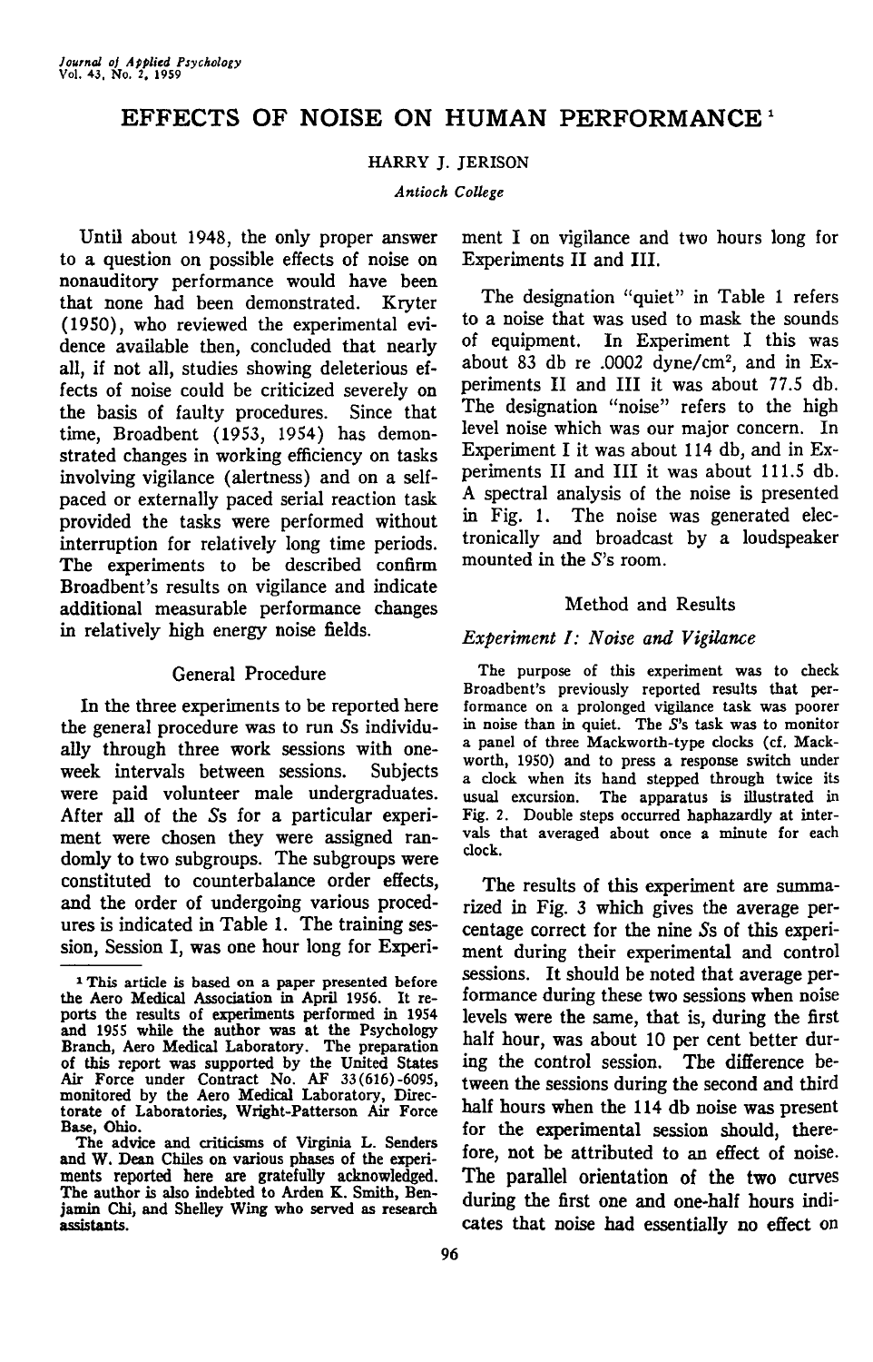# EFFECTS OF NOISE ON HUMAN PERFORMANCE [1]

HARRY J. JERISON

*Antioch College*

Until about 1948, the only proper answer to a question on possible effects of noise on nonauditory performance would have been that none had been demonstrated. Kryter (1950), who reviewed the experimental evidence available then, concluded that nearly all, if not all, studies showing deleterious effects of noise could be criticized severely on the basis of faulty procedures. Since that time, Broadbent (1953, 1954) has demonstrated changes in working efficiency on tasks involving vigilance (alertness) and on a self-paced or externally paced serial reaction task provided the tasks were performed without interruption for relatively long time periods. The experiments to be described confirm Broadbent's results on vigilance and indicate additional measurable performance changes in relatively high energy noise fields.

## General Procedure

In the three experiments to be reported here the general procedure was to run *S*s individually through three work sessions with one-week intervals between sessions. Subjects were paid volunteer male undergraduates. After all of the *S*s for a particular experiment were chosen they were assigned randomly to two subgroups. The subgroups were constituted to counterbalance order effects, and the order of undergoing various procedures is indicated in Table 1. The training session, Session I, was one hour long for Experiment I on vigilance and two hours long for Experiments II and III.

The designation "quiet" in Table 1 refers to a noise that was used to mask the sounds of equipment. In Experiment I this was about 83 db re .0002 dyne/cm$^2$, and in Experiments II and III it was about 77.5 db. The designation "noise" refers to the high level noise which was our major concern. In Experiment I it was about 114 db, and in Experiments II and III it was about 111.5 db. A spectral analysis of the noise is presented in Fig. 1. The noise was generated electronically and broadcast by a loudspeaker mounted in the *S*'s room.

## Method and Results

### *Experiment I: Noise and Vigilance*

The purpose of this experiment was to check Broadbent's previously reported results that performance on a prolonged vigilance task was poorer in noise than in quiet. The *S*'s task was to monitor a panel of three Mackworth-type clocks (cf. Mackworth, 1950) and to press a response switch under a clock when its hand stepped through twice its usual excursion. The apparatus is illustrated in Fig. 2. Double steps occurred haphazardly at intervals that averaged about once a minute for each clock.

The results of this experiment are summarized in Fig. 3 which gives the average percentage correct for the nine *S*s of this experiment during their experimental and control sessions. It should be noted that average performance during these two sessions when noise levels were the same, that is, during the first half hour, was about 10 per cent better during the control session. The difference between the sessions during the second and third half hours when the 114 db noise was present for the experimental session should, therefore, not be attributed to an effect of noise. The parallel orientation of the two curves during the first one and one-half hours indicates that noise had essentially no effect on

---

[1] This article is based on a paper presented before the Aero Medical Association in April 1956. It reports the results of experiments performed in 1954 and 1955 while the author was at the Psychology Branch, Aero Medical Laboratory. The preparation of this report was supported by the United States Air Force under Contract No. AF 33(616)-6095, monitored by the Aero Medical Laboratory, Directorate of Laboratories, Wright-Patterson Air Force Base, Ohio.

The advice and criticisms of Virginia L. Senders and W. Dean Chiles on various phases of the experiments reported here are gratefully acknowledged. The author is also indebted to Arden K. Smith, Benjamin Chi, and Shelley Wing who served as research assistants.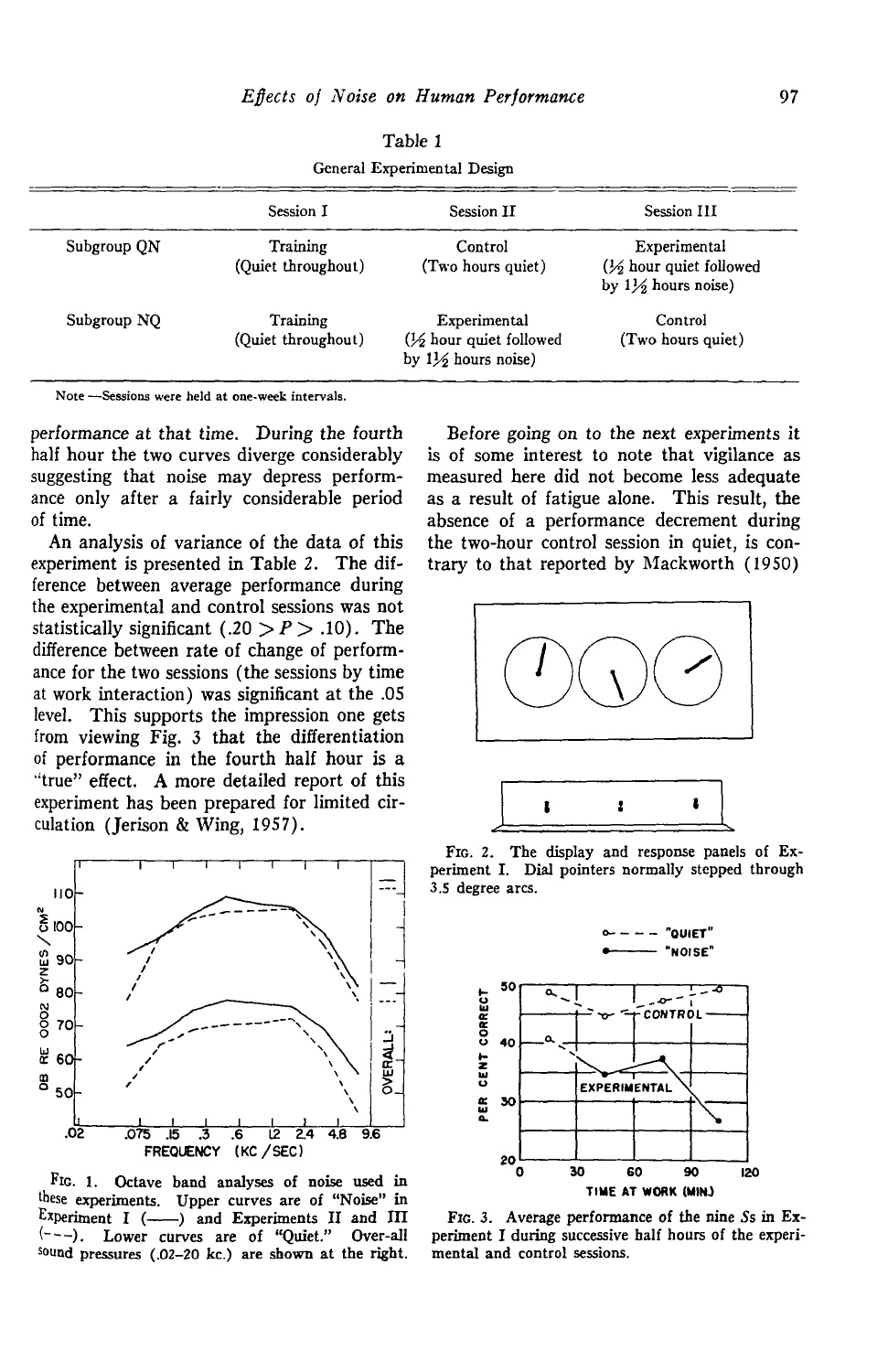Table 1

General Experimental Design

| | Session I | Session II | Session III |
|---|---|---|---|
| Subgroup QN | Training (Quiet throughout) | Control (Two hours quiet) | Experimental (½ hour quiet followed by 1½ hours noise) |
| Subgroup NQ | Training (Quiet throughout) | Experimental (½ hour quiet followed by 1½ hours noise) | Control (Two hours quiet) |

Note —Sessions were held at one-week intervals.

performance at that time. During the fourth half hour the two curves diverge considerably suggesting that noise may depress performance only after a fairly considerable period of time.

An analysis of variance of the data of this experiment is presented in Table 2. The difference between average performance during the experimental and control sessions was not statistically significant ($.20 > P > .10$). The difference between rate of change of performance for the two sessions (the sessions by time at work interaction) was significant at the .05 level. This supports the impression one gets from viewing Fig. 3 that the differentiation of performance in the fourth half hour is a "true" effect. A more detailed report of this experiment has been prepared for limited circulation (Jerison & Wing, 1957).

Fig. 1. Octave band analyses of noise used in these experiments. Upper curves are of "Noise" in Experiment I (——) and Experiments II and III (---). Lower curves are of "Quiet." Over-all sound pressures (.02–20 kc.) are shown at the right.

Before going on to the next experiments it is of some interest to note that vigilance as measured here did not become less adequate as a result of fatigue alone. This result, the absence of a performance decrement during the two-hour control session in quiet, is contrary to that reported by Mackworth (1950)

Fig. 2. The display and response panels of Experiment I. Dial pointers normally stepped through 3.5 degree arcs.

Fig. 3. Average performance of the nine *S*s in Experiment I during successive half hours of the experimental and control sessions.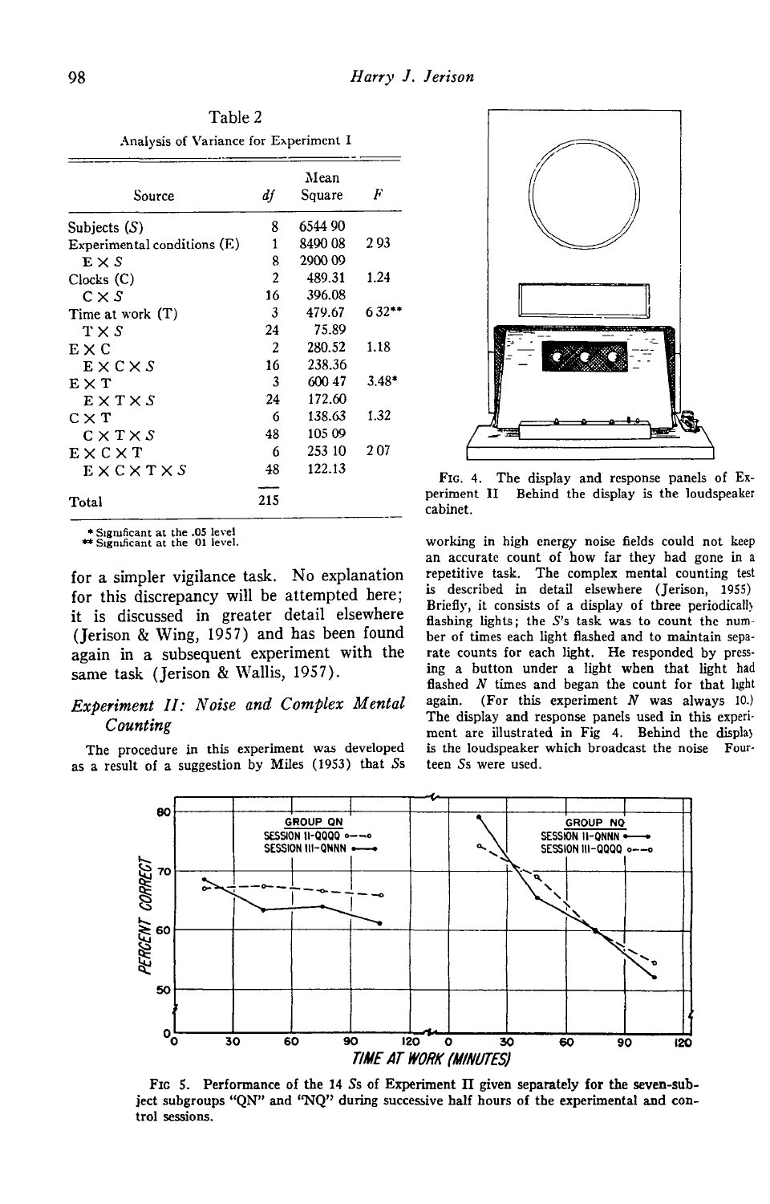Table 2

Analysis of Variance for Experiment I

| Source | df | Mean Square | F |
|---|---|---|---|
| Subjects (S) | 8 | 6544 90 | |
| Experimental conditions (E) | 1 | 8490 08 | 2 93 |
| E × S | 8 | 2900 09 | |
| Clocks (C) | 2 | 489.31 | 1.24 |
| C × S | 16 | 396.08 | |
| Time at work (T) | 3 | 479.67 | 6 32** |
| T × S | 24 | 75.89 | |
| E × C | 2 | 280.52 | 1.18 |
| E × C × S | 16 | 238.36 | |
| E × T | 3 | 600 47 | 3.48* |
| E × T × S | 24 | 172.60 | |
| C × T | 6 | 138.63 | 1.32 |
| C × T × S | 48 | 105 09 | |
| E × C × T | 6 | 253 10 | 2 07 |
| E × C × T × S | 48 | 122.13 | |
| Total | 215 | | |

\* Significant at the .05 level
\*\* Significant at the 01 level.

for a simpler vigilance task. No explanation for this discrepancy will be attempted here; it is discussed in greater detail elsewhere (Jerison & Wing, 1957) and has been found again in a subsequent experiment with the same task (Jerison & Wallis, 1957).

## *Experiment II: Noise and Complex Mental Counting*

The procedure in this experiment was developed as a result of a suggestion by Miles (1953) that Ss working in high energy noise fields could not keep an accurate count of how far they had gone in a repetitive task. The complex mental counting test is described in detail elsewhere (Jerison, 1955) Briefly, it consists of a display of three periodically flashing lights; the S's task was to count the number of times each light flashed and to maintain separate counts for each light. He responded by pressing a button under a light when that light had flashed N times and began the count for that light again. (For this experiment N was always 10.) The display and response panels used in this experiment are illustrated in Fig 4. Behind the display is the loudspeaker which broadcast the noise Fourteen Ss were used.

FIG. 4. The display and response panels of Experiment II Behind the display is the loudspeaker cabinet.

FIG 5. Performance of the 14 Ss of Experiment II given separately for the seven-subject subgroups "QN" and "NQ" during successive half hours of the experimental and control sessions.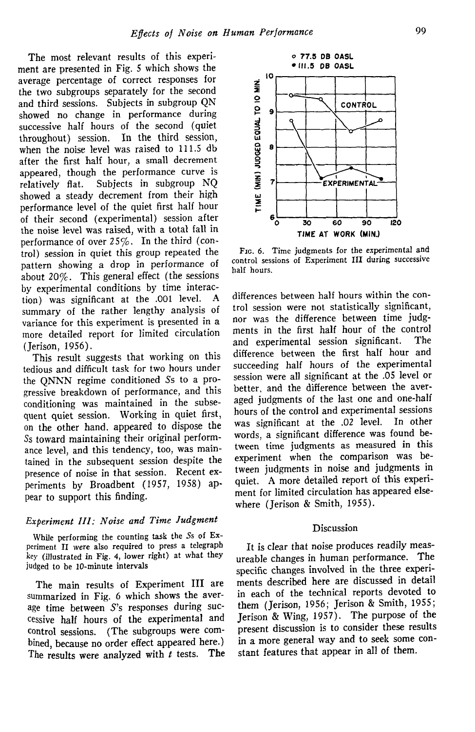The most relevant results of this experiment are presented in Fig. 5 which shows the average percentage of correct responses for the two subgroups separately for the second and third sessions. Subjects in subgroup QN showed no change in performance during successive half hours of the second (quiet throughout) session. In the third session, when the noise level was raised to 111.5 db after the first half hour, a small decrement appeared, though the performance curve is relatively flat. Subjects in subgroup NQ showed a steady decrement from their high performance level of the quiet first half hour of their second (experimental) session after the noise level was raised, with a total fall in performance of over 25%. In the third (control) session in quiet this group repeated the pattern showing a drop in performance of about 20%. This general effect (the sessions by experimental conditions by time interaction) was significant at the .001 level. A summary of the rather lengthy analysis of variance for this experiment is presented in a more detailed report for limited circulation (Jerison, 1956).

This result suggests that working on this tedious and difficult task for two hours under the QNNN regime conditioned *S*s to a progressive breakdown of performance, and this conditioning was maintained in the subsequent quiet session. Working in quiet first, on the other hand, appeared to dispose the *S*s toward maintaining their original performance level, and this tendency, too, was maintained in the subsequent session despite the presence of noise in that session. Recent experiments by Broadbent (1957, 1958) appear to support this finding.

### *Experiment III: Noise and Time Judgment*

While performing the counting task the *S*s of Experiment II were also required to press a telegraph key (illustrated in Fig. 4, lower right) at what they judged to be 10-minute intervals

The main results of Experiment III are summarized in Fig. 6 which shows the average time between *S*'s responses during successive half hours of the experimental and control sessions. (The subgroups were combined, because no order effect appeared here.) The results were analyzed with *t* tests. The differences between half hours within the control session were not statistically significant, nor was the difference between time judgments in the first half hour of the control and experimental session significant. The difference between the first half hour and succeeding half hours of the experimental session were all significant at the .05 level or better, and the difference between the averaged judgments of the last one and one-half hours of the control and experimental sessions was significant at the .02 level. In other words, a significant difference was found between time judgments as measured in this experiment when the comparison was between judgments in noise and judgments in quiet. A more detailed report of this experiment for limited circulation has appeared elsewhere (Jerison & Smith, 1955).

FIG. 6. Time judgments for the experimental and control sessions of Experiment III during successive half hours.

## Discussion

It is clear that noise produces readily measureable changes in human performance. The specific changes involved in the three experiments described here are discussed in detail in each of the technical reports devoted to them (Jerison, 1956; Jerison & Smith, 1955; Jerison & Wing, 1957). The purpose of the present discussion is to consider these results in a more general way and to seek some constant features that appear in all of them.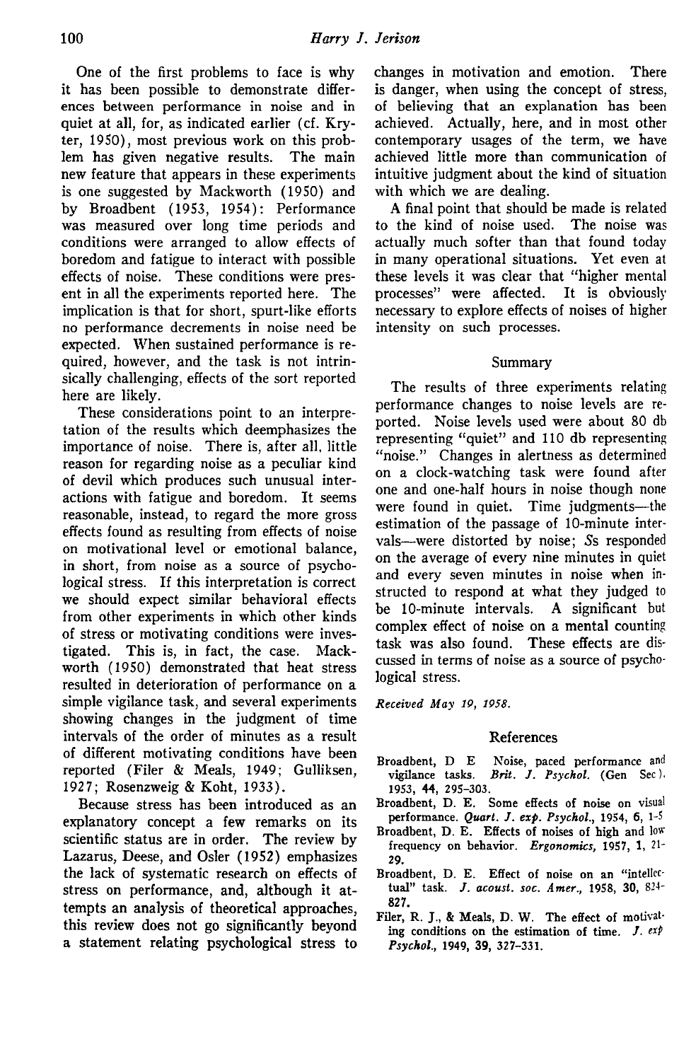One of the first problems to face is why it has been possible to demonstrate differences between performance in noise and in quiet at all, for, as indicated earlier (cf. Kryter, 1950), most previous work on this problem has given negative results. The main new feature that appears in these experiments is one suggested by Mackworth (1950) and by Broadbent (1953, 1954): Performance was measured over long time periods and conditions were arranged to allow effects of boredom and fatigue to interact with possible effects of noise. These conditions were present in all the experiments reported here. The implication is that for short, spurt-like efforts no performance decrements in noise need be expected. When sustained performance is required, however, and the task is not intrinsically challenging, effects of the sort reported here are likely.

These considerations point to an interpretation of the results which deemphasizes the importance of noise. There is, after all, little reason for regarding noise as a peculiar kind of devil which produces such unusual interactions with fatigue and boredom. It seems reasonable, instead, to regard the more gross effects found as resulting from effects of noise on motivational level or emotional balance, in short, from noise as a source of psychological stress. If this interpretation is correct we should expect similar behavioral effects from other experiments in which other kinds of stress or motivating conditions were investigated. This is, in fact, the case. Mackworth (1950) demonstrated that heat stress resulted in deterioration of performance on a simple vigilance task, and several experiments showing changes in the judgment of time intervals of the order of minutes as a result of different motivating conditions have been reported (Filer & Meals, 1949; Gulliksen, 1927; Rosenzweig & Koht, 1933).

Because stress has been introduced as an explanatory concept a few remarks on its scientific status are in order. The review by Lazarus, Deese, and Osler (1952) emphasizes the lack of systematic research on effects of stress on performance, and, although it attempts an analysis of theoretical approaches, this review does not go significantly beyond a statement relating psychological stress to changes in motivation and emotion. There is danger, when using the concept of stress, of believing that an explanation has been achieved. Actually, here, and in most other contemporary usages of the term, we have achieved little more than communication of intuitive judgment about the kind of situation with which we are dealing.

A final point that should be made is related to the kind of noise used. The noise was actually much softer than that found today in many operational situations. Yet even at these levels it was clear that "higher mental processes" were affected. It is obviously necessary to explore effects of noises of higher intensity on such processes.

## Summary

The results of three experiments relating performance changes to noise levels are reported. Noise levels used were about 80 db representing "quiet" and 110 db representing "noise." Changes in alertness as determined on a clock-watching task were found after one and one-half hours in noise though none were found in quiet. Time judgments—the estimation of the passage of 10-minute intervals—were distorted by noise; *S*s responded on the average of every nine minutes in quiet and every seven minutes in noise when instructed to respond at what they judged to be 10-minute intervals. A significant but complex effect of noise on a mental counting task was also found. These effects are discussed in terms of noise as a source of psychological stress.

*Received May 19, 1958.*

## References

Broadbent, D E Noise, paced performance and vigilance tasks. *Brit. J. Psychol.* (Gen Sec), 1953, **44**, 295–303.

Broadbent, D. E. Some effects of noise on visual performance. *Quart. J. exp. Psychol.*, 1954, **6**, 1–5

Broadbent, D. E. Effects of noises of high and low frequency on behavior. *Ergonomics*, 1957, **1**, 21–29.

Broadbent, D. E. Effect of noise on an "intellectual" task. *J. acoust. soc. Amer.*, 1958, **30**, 824–827.

Filer, R. J., & Meals, D. W. The effect of motivating conditions on the estimation of time. *J. exp Psychol.*, 1949, **39**, 327–331.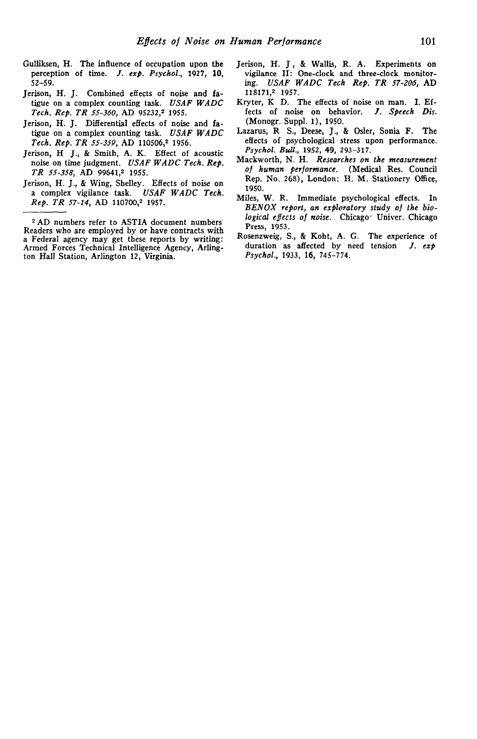Gulliksen, H. The influence of occupation upon the perception of time. *J. exp. Psychol.*, 1927, **10**, 52–59.

Jerison, H. J. Combined effects of noise and fatigue on a complex counting task. *USAF WADC Tech. Rep. TR 55-360*, AD 95232,[2] 1955.

Jerison, H. J. Differential effects of noise and fatigue on a complex counting task. *USAF WADC Tech. Rep. TR 55-359*, AD 110506,[2] 1956.

Jerison, H J., & Smith, A. K. Effect of acoustic noise on time judgment. *USAF WADC Tech. Rep. TR 55-358*, AD 99641,[2] 1955.

Jerison, H. J., & Wing, Shelley. Effects of noise on a complex vigilance task. *USAF WADC Tech. Rep. TR 57-14*, AD 110700,[2] 1957.

---

[2] AD numbers refer to ASTIA document numbers Readers who are employed by or have contracts with a Federal agency may get these reports by writing: Armed Forces Technical Intelligence Agency, Arlington Hall Station, Arlington 12, Virginia.

Jerison, H. J , & Wallis, R. A. Experiments on vigilance II: One-clock and three-clock monitoring. *USAF WADC Tech Rep. TR 57-206*, AD 118171,[2] 1957.

Kryter, K D. The effects of noise on man. I. Effects of noise on behavior. *J. Speech Dis.* (Monogr. Suppl. 1), 1950.

Lazarus, R S., Deese, J., & Osler, Sonia F. The effects of psychological stress upon performance. *Psychol. Bull.*, 1952, **49**, 293–317.

Mackworth, N. H. *Researches on the measurement of human performance.* (Medical Res. Council Rep. No. 268), London: H. M. Stationery Office, 1950.

Miles, W. R. Immediate psychological effects. In *BENOX report, an exploratory study of the biological effects of noise.* Chicago· Univer. Chicago Press, 1953.

Rosenzweig, S., & Koht, A. G. The experience of duration as affected by need tension *J. exp Psychol.*, 1933, **16**, 745–774.